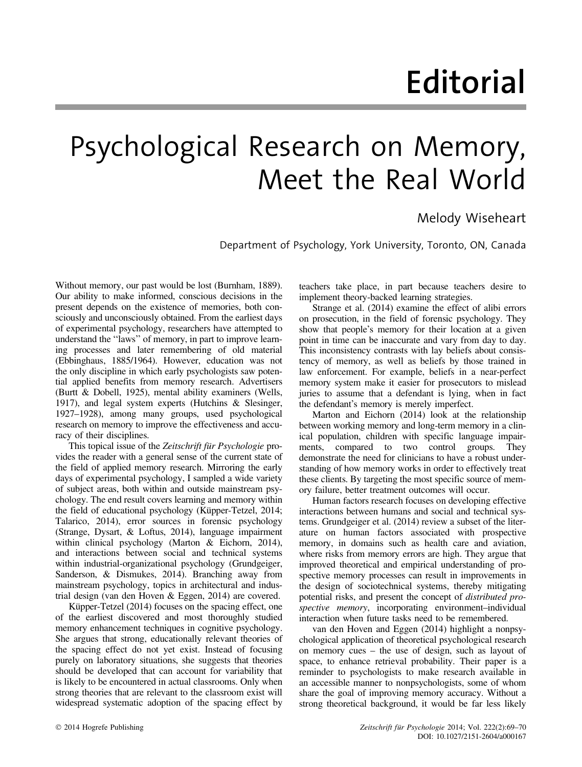# Editorial

# Psychological Research on Memory, Meet the Real World

Melody Wiseheart

Department of Psychology, York University, Toronto, ON, Canada

Without memory, our past would be lost (Burnham, 1889). Our ability to make informed, conscious decisions in the present depends on the existence of memories, both consciously and unconsciously obtained. From the earliest days of experimental psychology, researchers have attempted to understand the "laws" of memory, in part to improve learning processes and later remembering of old material (Ebbinghaus, 1885/1964). However, education was not the only discipline in which early psychologists saw potential applied benefits from memory research. Advertisers (Burtt & Dobell, 1925), mental ability examiners (Wells, 1917), and legal system experts (Hutchins & Slesinger, 1927–1928), among many groups, used psychological research on memory to improve the effectiveness and accuracy of their disciplines.

This topical issue of the *Zeitschrift für Psychologie* provides the reader with a general sense of the current state of the field of applied memory research. Mirroring the early days of experimental psychology, I sampled a wide variety of subject areas, both within and outside mainstream psychology. The end result covers learning and memory within the field of educational psychology (Küpper-Tetzel, 2014; Talarico, 2014), error sources in forensic psychology (Strange, Dysart, & Loftus, 2014), language impairment within clinical psychology (Marton & Eichorn, 2014), and interactions between social and technical systems within industrial-organizational psychology (Grundgeiger, Sanderson, & Dismukes, 2014). Branching away from mainstream psychology, topics in architectural and industrial design (van den Hoven & Eggen, 2014) are covered.

Küpper-Tetzel (2014) focuses on the spacing effect, one of the earliest discovered and most thoroughly studied memory enhancement techniques in cognitive psychology. She argues that strong, educationally relevant theories of the spacing effect do not yet exist. Instead of focusing purely on laboratory situations, she suggests that theories should be developed that can account for variability that is likely to be encountered in actual classrooms. Only when strong theories that are relevant to the classroom exist will widespread systematic adoption of the spacing effect by teachers take place, in part because teachers desire to implement theory-backed learning strategies.

Strange et al. (2014) examine the effect of alibi errors on prosecution, in the field of forensic psychology. They show that people's memory for their location at a given point in time can be inaccurate and vary from day to day. This inconsistency contrasts with lay beliefs about consistency of memory, as well as beliefs by those trained in law enforcement. For example, beliefs in a near-perfect memory system make it easier for prosecutors to mislead juries to assume that a defendant is lying, when in fact the defendant's memory is merely imperfect.

Marton and Eichorn (2014) look at the relationship between working memory and long-term memory in a clinical population, children with specific language impairments, compared to two control groups. They demonstrate the need for clinicians to have a robust understanding of how memory works in order to effectively treat these clients. By targeting the most specific source of memory failure, better treatment outcomes will occur.

Human factors research focuses on developing effective interactions between humans and social and technical systems. Grundgeiger et al. (2014) review a subset of the literature on human factors associated with prospective memory, in domains such as health care and aviation, where risks from memory errors are high. They argue that improved theoretical and empirical understanding of prospective memory processes can result in improvements in the design of sociotechnical systems, thereby mitigating potential risks, and present the concept of *distributed prospective memory*, incorporating environment–individual interaction when future tasks need to be remembered.

van den Hoven and Eggen (2014) highlight a nonpsychological application of theoretical psychological research on memory cues – the use of design, such as layout of space, to enhance retrieval probability. Their paper is a reminder to psychologists to make research available in an accessible manner to nonpsychologists, some of whom share the goal of improving memory accuracy. Without a strong theoretical background, it would be far less likely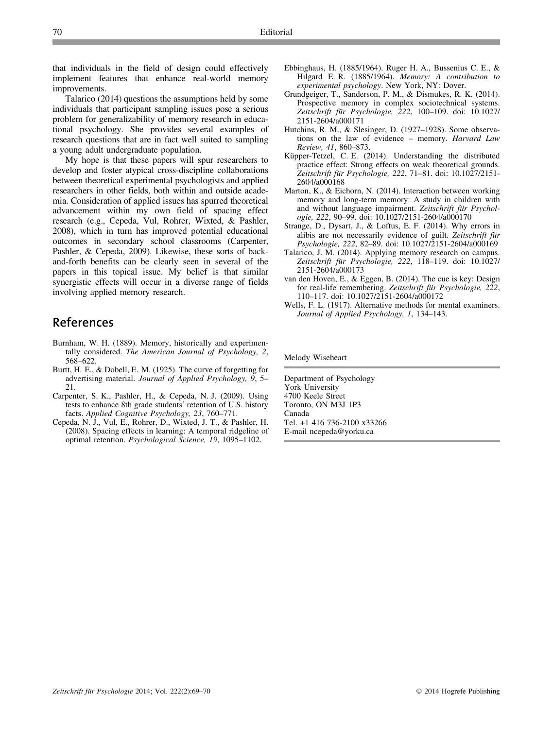that individuals in the field of design could effectively implement features that enhance real-world memory improvements.

Talarico (2014) questions the assumptions held by some individuals that participant sampling issues pose a serious problem for generalizability of memory research in educational psychology. She provides several examples of research questions that are in fact well suited to sampling a young adult undergraduate population.

My hope is that these papers will spur researchers to develop and foster atypical cross-discipline collaborations between theoretical experimental psychologists and applied researchers in other fields, both within and outside academia. Consideration of applied issues has spurred theoretical advancement within my own field of spacing effect research (e.g., Cepeda, Vul, Rohrer, Wixted, & Pashler, 2008), which in turn has improved potential educational outcomes in secondary school classrooms (Carpenter, Pashler, & Cepeda, 2009). Likewise, these sorts of back-and-forth benefits can be clearly seen in several of the papers in this topical issue. My belief is that similar synergistic effects will occur in a diverse range of fields involving applied memory research.

## References

Burnham, W. H. (1889). Memory, historically and experimentally considered. *The American Journal of Psychology, 2*, 568–622.

Burtt, H. E., & Dobell, E. M. (1925). The curve of forgetting for advertising material. *Journal of Applied Psychology, 9*, 5–21.

Carpenter, S. K., Pashler, H., & Cepeda, N. J. (2009). Using tests to enhance 8th grade students' retention of U.S. history facts. *Applied Cognitive Psychology, 23*, 760–771.

Cepeda, N. J., Vul, E., Rohrer, D., Wixted, J. T., & Pashler, H. (2008). Spacing effects in learning: A temporal ridgeline of optimal retention. *Psychological Science, 19*, 1095–1102.

Ebbinghaus, H. (1885/1964). Ruger H. A., Bussenius C. E., & Hilgard E. R. (1885/1964). *Memory: A contribution to experimental psychology*. New York, NY: Dover.

Grundgeiger, T., Sanderson, P. M., & Dismukes, R. K. (2014). Prospective memory in complex sociotechnical systems. *Zeitschrift für Psychologie, 222*, 100–109. doi: 10.1027/2151-2604/a000171

Hutchins, R. M., & Slesinger, D. (1927–1928). Some observations on the law of evidence – memory. *Harvard Law Review, 41*, 860–873.

Küpper-Tetzel, C. E. (2014). Understanding the distributed practice effect: Strong effects on weak theoretical grounds. *Zeitschrift für Psychologie, 222*, 71–81. doi: 10.1027/2151-2604/a000168

Marton, K., & Eichorn, N. (2014). Interaction between working memory and long-term memory: A study in children with and without language impairment. *Zeitschrift für Psychologie, 222*, 90–99. doi: 10.1027/2151-2604/a000170

Strange, D., Dysart, J., & Loftus, E. F. (2014). Why errors in alibis are not necessarily evidence of guilt. *Zeitschrift für Psychologie, 222*, 82–89. doi: 10.1027/2151-2604/a000169

Talarico, J. M. (2014). Applying memory research on campus. *Zeitschrift für Psychologie, 222*, 118–119. doi: 10.1027/2151-2604/a000173

van den Hoven, E., & Eggen, B. (2014). The cue is key: Design for real-life remembering. *Zeitschrift für Psychologie, 222*, 110–117. doi: 10.1027/2151-2604/a000172

Wells, F. L. (1917). Alternative methods for mental examiners. *Journal of Applied Psychology, 1*, 134–143.

Melody Wiseheart

Department of Psychology
York University
4700 Keele Street
Toronto, ON M3J 1P3
Canada
Tel. +1 416 736-2100 x33266
E-mail ncepeda@yorku.ca